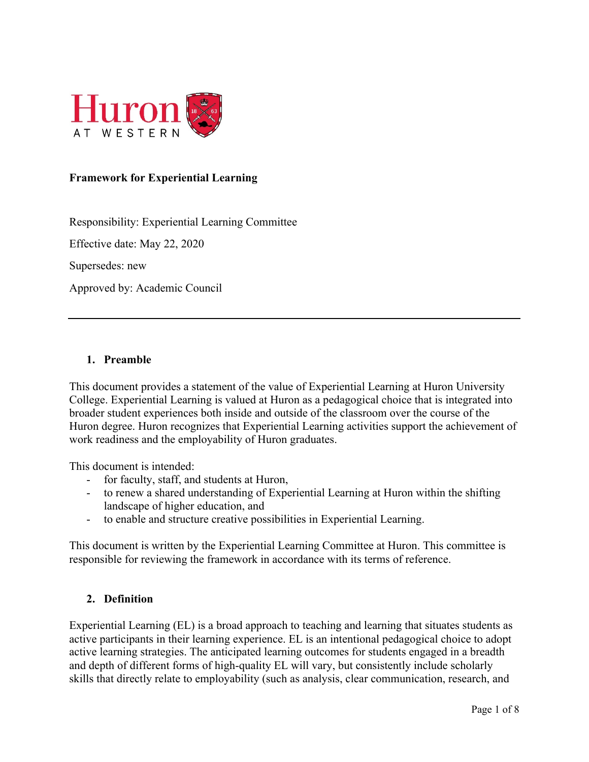**Framework for Experiential Learning**

Responsibility: Experiential Learning Committee

Effective date: May 22, 2020

Supersedes: new

Approved by: Academic Council

---

## 1. Preamble

This document provides a statement of the value of Experiential Learning at Huron University College. Experiential Learning is valued at Huron as a pedagogical choice that is integrated into broader student experiences both inside and outside of the classroom over the course of the Huron degree. Huron recognizes that Experiential Learning activities support the achievement of work readiness and the employability of Huron graduates.

This document is intended:

- for faculty, staff, and students at Huron,
- to renew a shared understanding of Experiential Learning at Huron within the shifting landscape of higher education, and
- to enable and structure creative possibilities in Experiential Learning.

This document is written by the Experiential Learning Committee at Huron. This committee is responsible for reviewing the framework in accordance with its terms of reference.

## 2. Definition

Experiential Learning (EL) is a broad approach to teaching and learning that situates students as active participants in their learning experience. EL is an intentional pedagogical choice to adopt active learning strategies. The anticipated learning outcomes for students engaged in a breadth and depth of different forms of high-quality EL will vary, but consistently include scholarly skills that directly relate to employability (such as analysis, clear communication, research, and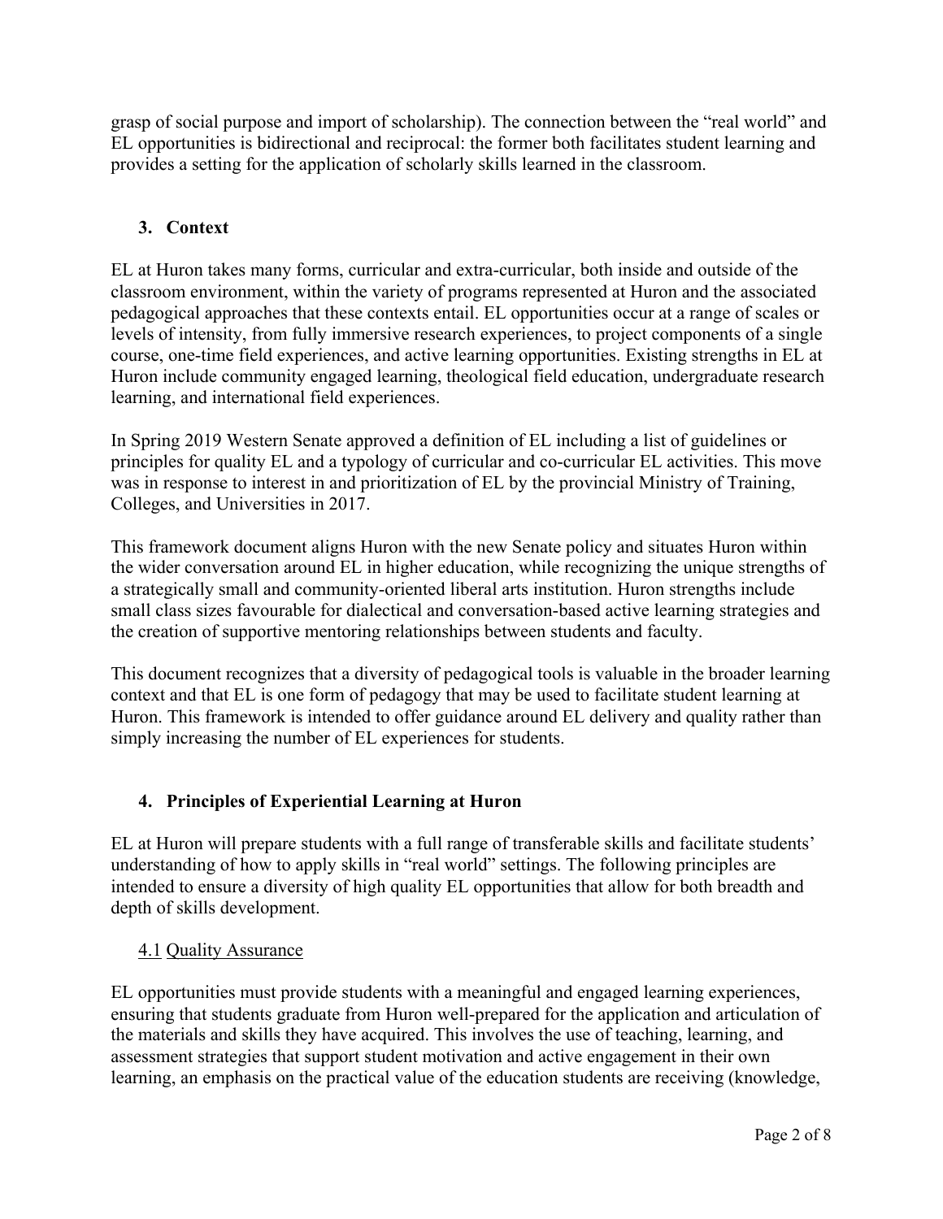grasp of social purpose and import of scholarship). The connection between the "real world" and EL opportunities is bidirectional and reciprocal: the former both facilitates student learning and provides a setting for the application of scholarly skills learned in the classroom.

## 3. Context

EL at Huron takes many forms, curricular and extra-curricular, both inside and outside of the classroom environment, within the variety of programs represented at Huron and the associated pedagogical approaches that these contexts entail. EL opportunities occur at a range of scales or levels of intensity, from fully immersive research experiences, to project components of a single course, one-time field experiences, and active learning opportunities. Existing strengths in EL at Huron include community engaged learning, theological field education, undergraduate research learning, and international field experiences.

In Spring 2019 Western Senate approved a definition of EL including a list of guidelines or principles for quality EL and a typology of curricular and co-curricular EL activities. This move was in response to interest in and prioritization of EL by the provincial Ministry of Training, Colleges, and Universities in 2017.

This framework document aligns Huron with the new Senate policy and situates Huron within the wider conversation around EL in higher education, while recognizing the unique strengths of a strategically small and community-oriented liberal arts institution. Huron strengths include small class sizes favourable for dialectical and conversation-based active learning strategies and the creation of supportive mentoring relationships between students and faculty.

This document recognizes that a diversity of pedagogical tools is valuable in the broader learning context and that EL is one form of pedagogy that may be used to facilitate student learning at Huron. This framework is intended to offer guidance around EL delivery and quality rather than simply increasing the number of EL experiences for students.

## 4. Principles of Experiential Learning at Huron

EL at Huron will prepare students with a full range of transferable skills and facilitate students' understanding of how to apply skills in "real world" settings. The following principles are intended to ensure a diversity of high quality EL opportunities that allow for both breadth and depth of skills development.

### 4.1 Quality Assurance

EL opportunities must provide students with a meaningful and engaged learning experiences, ensuring that students graduate from Huron well-prepared for the application and articulation of the materials and skills they have acquired. This involves the use of teaching, learning, and assessment strategies that support student motivation and active engagement in their own learning, an emphasis on the practical value of the education students are receiving (knowledge,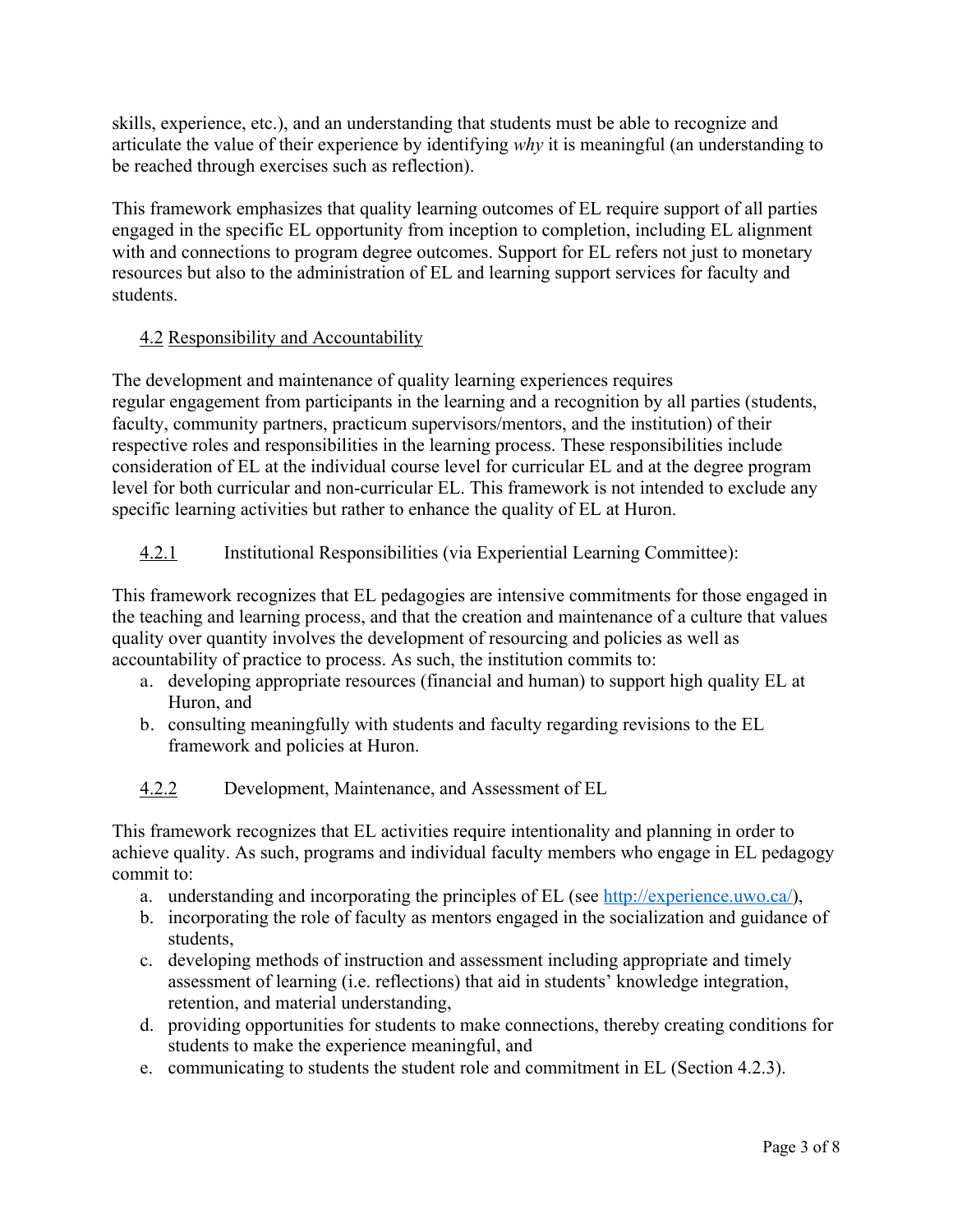skills, experience, etc.), and an understanding that students must be able to recognize and articulate the value of their experience by identifying *why* it is meaningful (an understanding to be reached through exercises such as reflection).

This framework emphasizes that quality learning outcomes of EL require support of all parties engaged in the specific EL opportunity from inception to completion, including EL alignment with and connections to program degree outcomes. Support for EL refers not just to monetary resources but also to the administration of EL and learning support services for faculty and students.

### 4.2 Responsibility and Accountability

The development and maintenance of quality learning experiences requires regular engagement from participants in the learning and a recognition by all parties (students, faculty, community partners, practicum supervisors/mentors, and the institution) of their respective roles and responsibilities in the learning process. These responsibilities include consideration of EL at the individual course level for curricular EL and at the degree program level for both curricular and non-curricular EL. This framework is not intended to exclude any specific learning activities but rather to enhance the quality of EL at Huron.

#### 4.2.1 Institutional Responsibilities (via Experiential Learning Committee):

This framework recognizes that EL pedagogies are intensive commitments for those engaged in the teaching and learning process, and that the creation and maintenance of a culture that values quality over quantity involves the development of resourcing and policies as well as accountability of practice to process. As such, the institution commits to:

a. developing appropriate resources (financial and human) to support high quality EL at Huron, and
b. consulting meaningfully with students and faculty regarding revisions to the EL framework and policies at Huron.

#### 4.2.2 Development, Maintenance, and Assessment of EL

This framework recognizes that EL activities require intentionality and planning in order to achieve quality. As such, programs and individual faculty members who engage in EL pedagogy commit to:

a. understanding and incorporating the principles of EL (see http://experience.uwo.ca/),
b. incorporating the role of faculty as mentors engaged in the socialization and guidance of students,
c. developing methods of instruction and assessment including appropriate and timely assessment of learning (i.e. reflections) that aid in students' knowledge integration, retention, and material understanding,
d. providing opportunities for students to make connections, thereby creating conditions for students to make the experience meaningful, and
e. communicating to students the student role and commitment in EL (Section 4.2.3).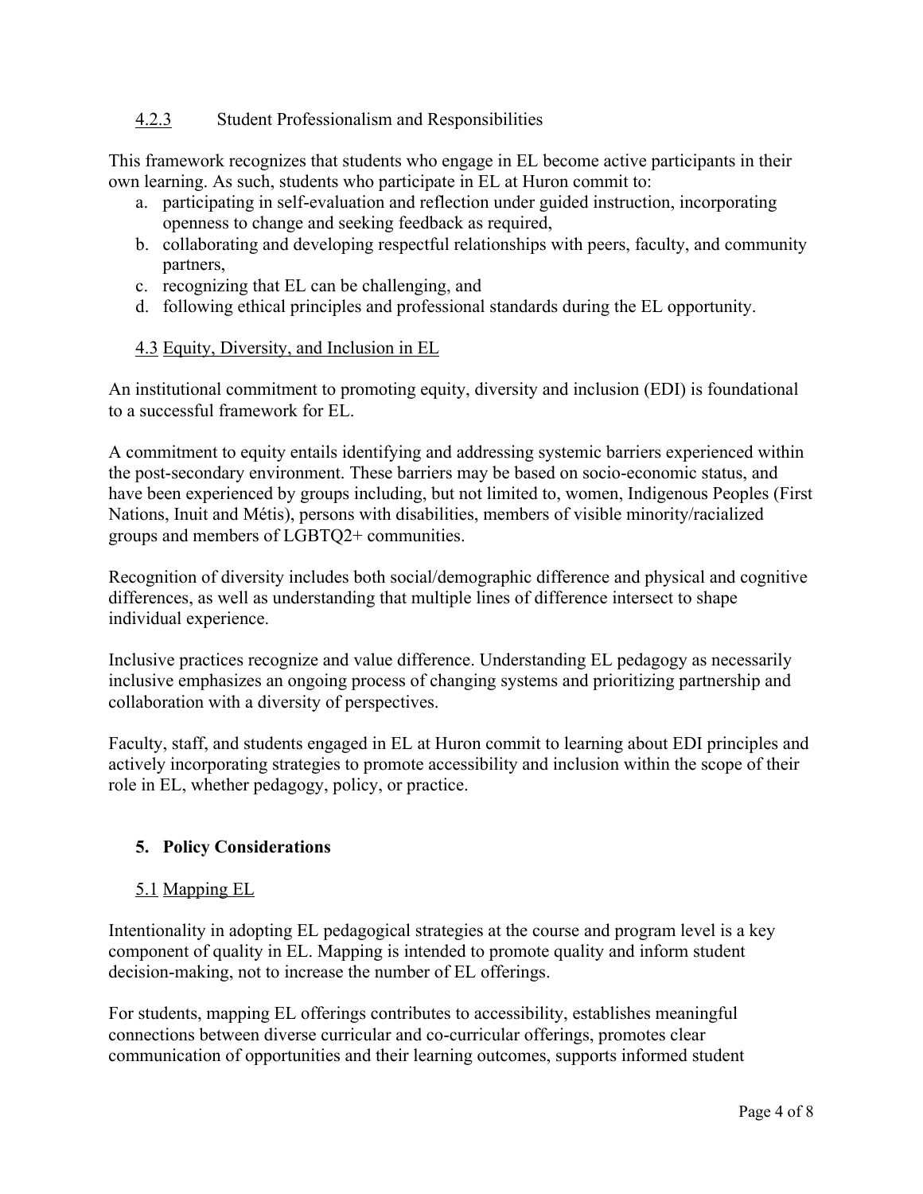#### 4.2.3 Student Professionalism and Responsibilities

This framework recognizes that students who engage in EL become active participants in their own learning. As such, students who participate in EL at Huron commit to:

a. participating in self-evaluation and reflection under guided instruction, incorporating openness to change and seeking feedback as required,
b. collaborating and developing respectful relationships with peers, faculty, and community partners,
c. recognizing that EL can be challenging, and
d. following ethical principles and professional standards during the EL opportunity.

### 4.3 Equity, Diversity, and Inclusion in EL

An institutional commitment to promoting equity, diversity and inclusion (EDI) is foundational to a successful framework for EL.

A commitment to equity entails identifying and addressing systemic barriers experienced within the post-secondary environment. These barriers may be based on socio-economic status, and have been experienced by groups including, but not limited to, women, Indigenous Peoples (First Nations, Inuit and Métis), persons with disabilities, members of visible minority/racialized groups and members of LGBTQ2+ communities.

Recognition of diversity includes both social/demographic difference and physical and cognitive differences, as well as understanding that multiple lines of difference intersect to shape individual experience.

Inclusive practices recognize and value difference. Understanding EL pedagogy as necessarily inclusive emphasizes an ongoing process of changing systems and prioritizing partnership and collaboration with a diversity of perspectives.

Faculty, staff, and students engaged in EL at Huron commit to learning about EDI principles and actively incorporating strategies to promote accessibility and inclusion within the scope of their role in EL, whether pedagogy, policy, or practice.

## 5. Policy Considerations

### 5.1 Mapping EL

Intentionality in adopting EL pedagogical strategies at the course and program level is a key component of quality in EL. Mapping is intended to promote quality and inform student decision-making, not to increase the number of EL offerings.

For students, mapping EL offerings contributes to accessibility, establishes meaningful connections between diverse curricular and co-curricular offerings, promotes clear communication of opportunities and their learning outcomes, supports informed student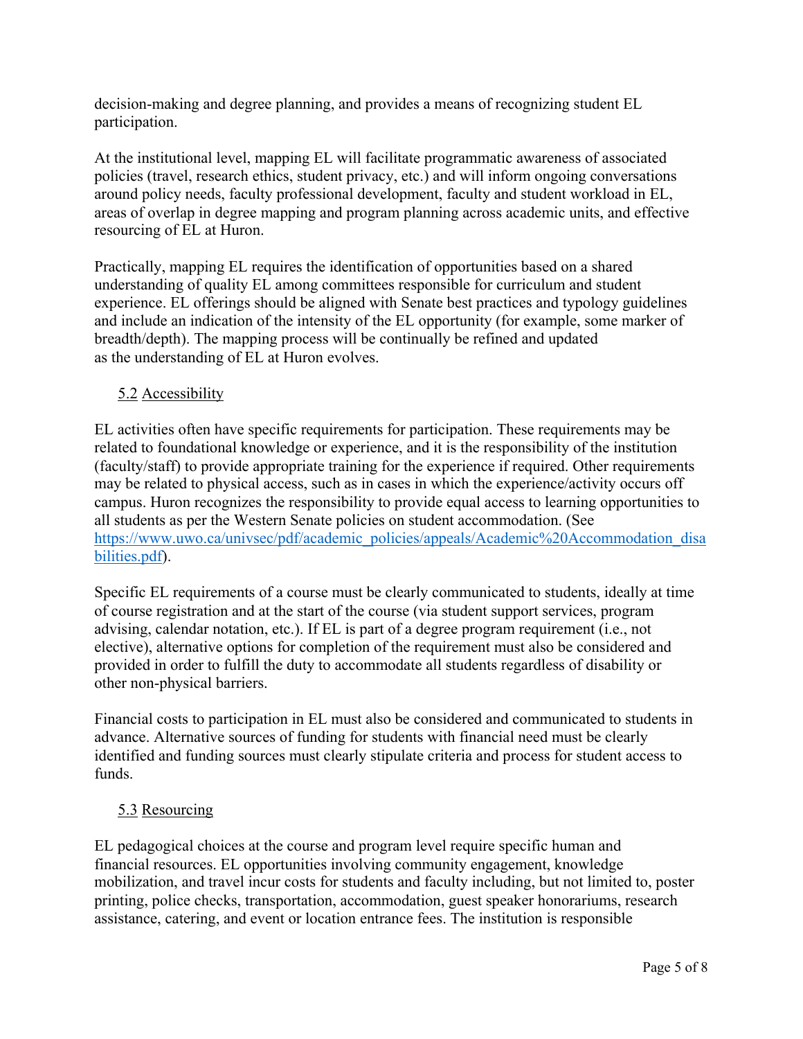decision-making and degree planning, and provides a means of recognizing student EL participation.

At the institutional level, mapping EL will facilitate programmatic awareness of associated policies (travel, research ethics, student privacy, etc.) and will inform ongoing conversations around policy needs, faculty professional development, faculty and student workload in EL, areas of overlap in degree mapping and program planning across academic units, and effective resourcing of EL at Huron.

Practically, mapping EL requires the identification of opportunities based on a shared understanding of quality EL among committees responsible for curriculum and student experience. EL offerings should be aligned with Senate best practices and typology guidelines and include an indication of the intensity of the EL opportunity (for example, some marker of breadth/depth). The mapping process will be continually be refined and updated as the understanding of EL at Huron evolves.

### 5.2 Accessibility

EL activities often have specific requirements for participation. These requirements may be related to foundational knowledge or experience, and it is the responsibility of the institution (faculty/staff) to provide appropriate training for the experience if required. Other requirements may be related to physical access, such as in cases in which the experience/activity occurs off campus. Huron recognizes the responsibility to provide equal access to learning opportunities to all students as per the Western Senate policies on student accommodation. (See [https://www.uwo.ca/univsec/pdf/academic_policies/appeals/Academic%20Accommodation_disabilities.pdf](https://www.uwo.ca/univsec/pdf/academic_policies/appeals/Academic%20Accommodation_disabilities.pdf)).

Specific EL requirements of a course must be clearly communicated to students, ideally at time of course registration and at the start of the course (via student support services, program advising, calendar notation, etc.). If EL is part of a degree program requirement (i.e., not elective), alternative options for completion of the requirement must also be considered and provided in order to fulfill the duty to accommodate all students regardless of disability or other non-physical barriers.

Financial costs to participation in EL must also be considered and communicated to students in advance. Alternative sources of funding for students with financial need must be clearly identified and funding sources must clearly stipulate criteria and process for student access to funds.

### 5.3 Resourcing

EL pedagogical choices at the course and program level require specific human and financial resources. EL opportunities involving community engagement, knowledge mobilization, and travel incur costs for students and faculty including, but not limited to, poster printing, police checks, transportation, accommodation, guest speaker honorariums, research assistance, catering, and event or location entrance fees. The institution is responsible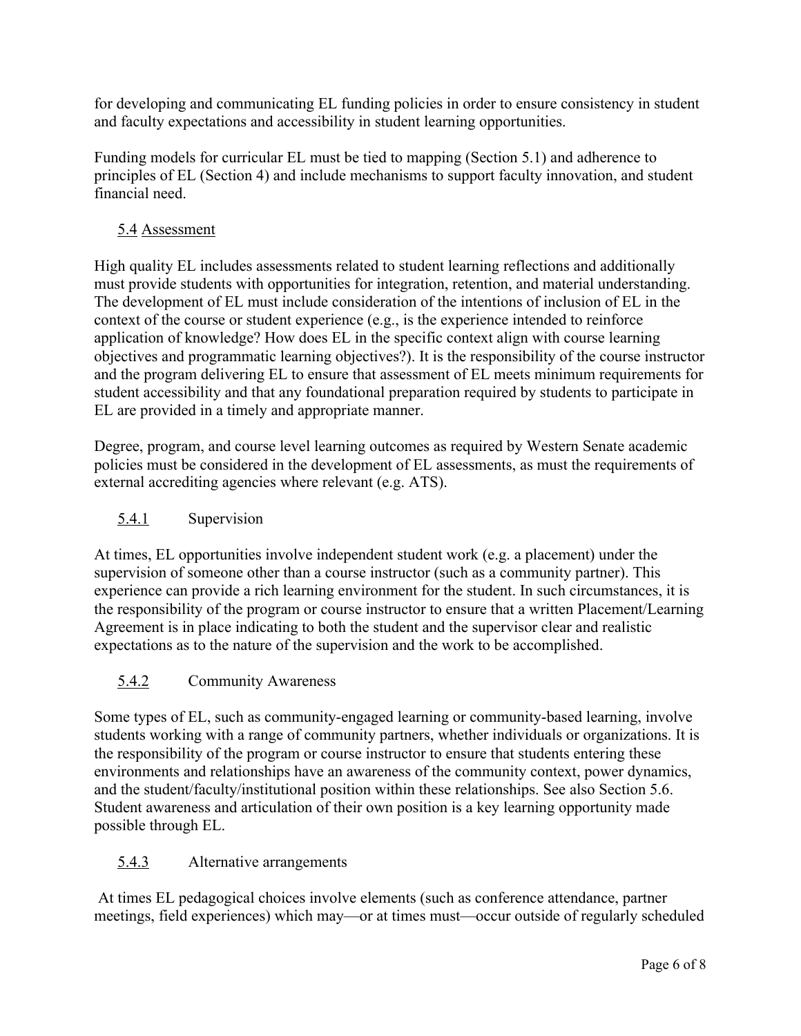for developing and communicating EL funding policies in order to ensure consistency in student and faculty expectations and accessibility in student learning opportunities.

Funding models for curricular EL must be tied to mapping (Section 5.1) and adherence to principles of EL (Section 4) and include mechanisms to support faculty innovation, and student financial need.

### 5.4 Assessment

High quality EL includes assessments related to student learning reflections and additionally must provide students with opportunities for integration, retention, and material understanding. The development of EL must include consideration of the intentions of inclusion of EL in the context of the course or student experience (e.g., is the experience intended to reinforce application of knowledge? How does EL in the specific context align with course learning objectives and programmatic learning objectives?). It is the responsibility of the course instructor and the program delivering EL to ensure that assessment of EL meets minimum requirements for student accessibility and that any foundational preparation required by students to participate in EL are provided in a timely and appropriate manner.

Degree, program, and course level learning outcomes as required by Western Senate academic policies must be considered in the development of EL assessments, as must the requirements of external accrediting agencies where relevant (e.g. ATS).

#### 5.4.1 Supervision

At times, EL opportunities involve independent student work (e.g. a placement) under the supervision of someone other than a course instructor (such as a community partner). This experience can provide a rich learning environment for the student. In such circumstances, it is the responsibility of the program or course instructor to ensure that a written Placement/Learning Agreement is in place indicating to both the student and the supervisor clear and realistic expectations as to the nature of the supervision and the work to be accomplished.

#### 5.4.2 Community Awareness

Some types of EL, such as community-engaged learning or community-based learning, involve students working with a range of community partners, whether individuals or organizations. It is the responsibility of the program or course instructor to ensure that students entering these environments and relationships have an awareness of the community context, power dynamics, and the student/faculty/institutional position within these relationships. See also Section 5.6. Student awareness and articulation of their own position is a key learning opportunity made possible through EL.

#### 5.4.3 Alternative arrangements

At times EL pedagogical choices involve elements (such as conference attendance, partner meetings, field experiences) which may—or at times must—occur outside of regularly scheduled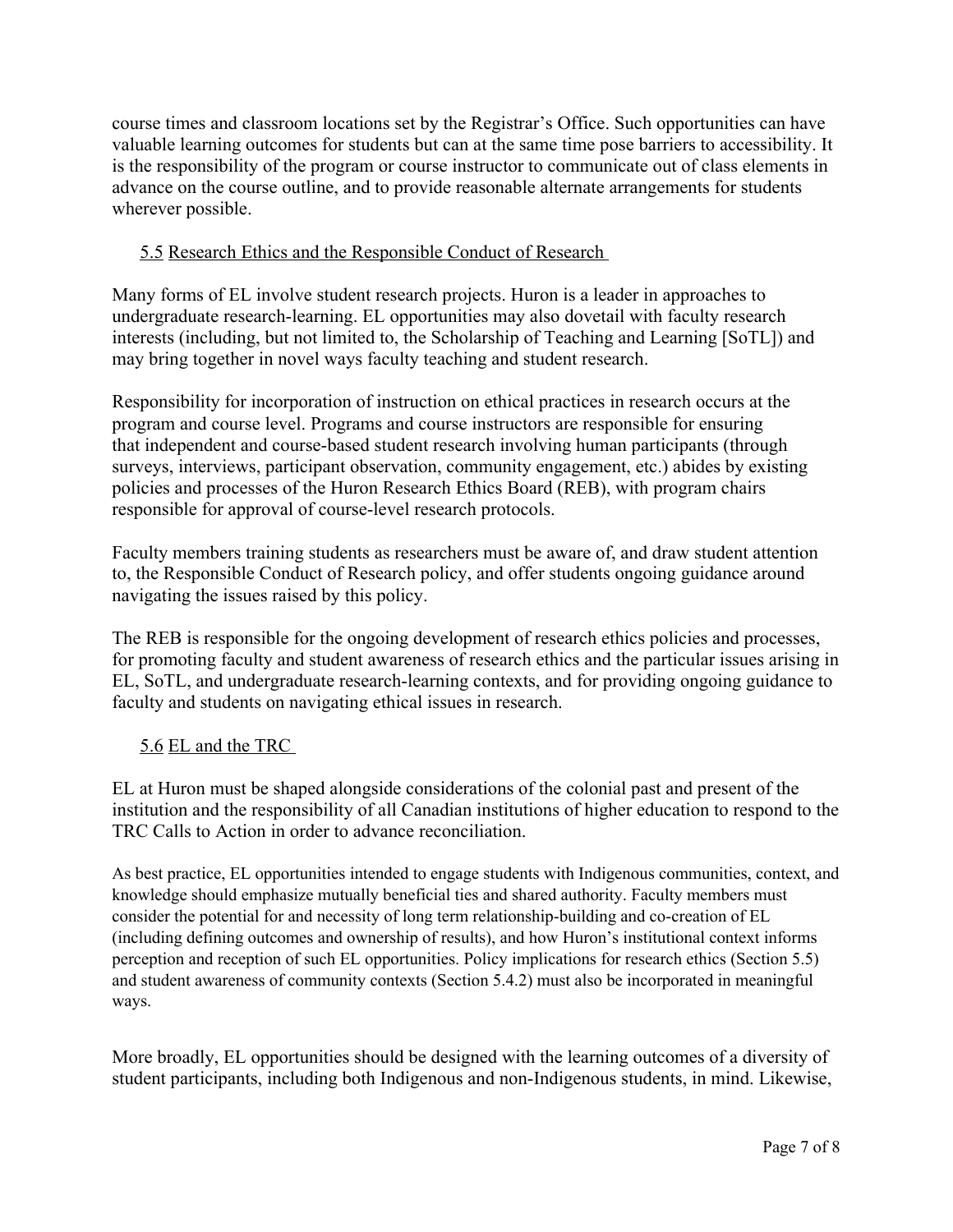course times and classroom locations set by the Registrar's Office. Such opportunities can have valuable learning outcomes for students but can at the same time pose barriers to accessibility. It is the responsibility of the program or course instructor to communicate out of class elements in advance on the course outline, and to provide reasonable alternate arrangements for students wherever possible.

### 5.5 Research Ethics and the Responsible Conduct of Research

Many forms of EL involve student research projects. Huron is a leader in approaches to undergraduate research-learning. EL opportunities may also dovetail with faculty research interests (including, but not limited to, the Scholarship of Teaching and Learning [SoTL]) and may bring together in novel ways faculty teaching and student research.

Responsibility for incorporation of instruction on ethical practices in research occurs at the program and course level. Programs and course instructors are responsible for ensuring that independent and course-based student research involving human participants (through surveys, interviews, participant observation, community engagement, etc.) abides by existing policies and processes of the Huron Research Ethics Board (REB), with program chairs responsible for approval of course-level research protocols.

Faculty members training students as researchers must be aware of, and draw student attention to, the Responsible Conduct of Research policy, and offer students ongoing guidance around navigating the issues raised by this policy.

The REB is responsible for the ongoing development of research ethics policies and processes, for promoting faculty and student awareness of research ethics and the particular issues arising in EL, SoTL, and undergraduate research-learning contexts, and for providing ongoing guidance to faculty and students on navigating ethical issues in research.

### 5.6 EL and the TRC

EL at Huron must be shaped alongside considerations of the colonial past and present of the institution and the responsibility of all Canadian institutions of higher education to respond to the TRC Calls to Action in order to advance reconciliation.

As best practice, EL opportunities intended to engage students with Indigenous communities, context, and knowledge should emphasize mutually beneficial ties and shared authority. Faculty members must consider the potential for and necessity of long term relationship-building and co-creation of EL (including defining outcomes and ownership of results), and how Huron's institutional context informs perception and reception of such EL opportunities. Policy implications for research ethics (Section 5.5) and student awareness of community contexts (Section 5.4.2) must also be incorporated in meaningful ways.

More broadly, EL opportunities should be designed with the learning outcomes of a diversity of student participants, including both Indigenous and non-Indigenous students, in mind. Likewise,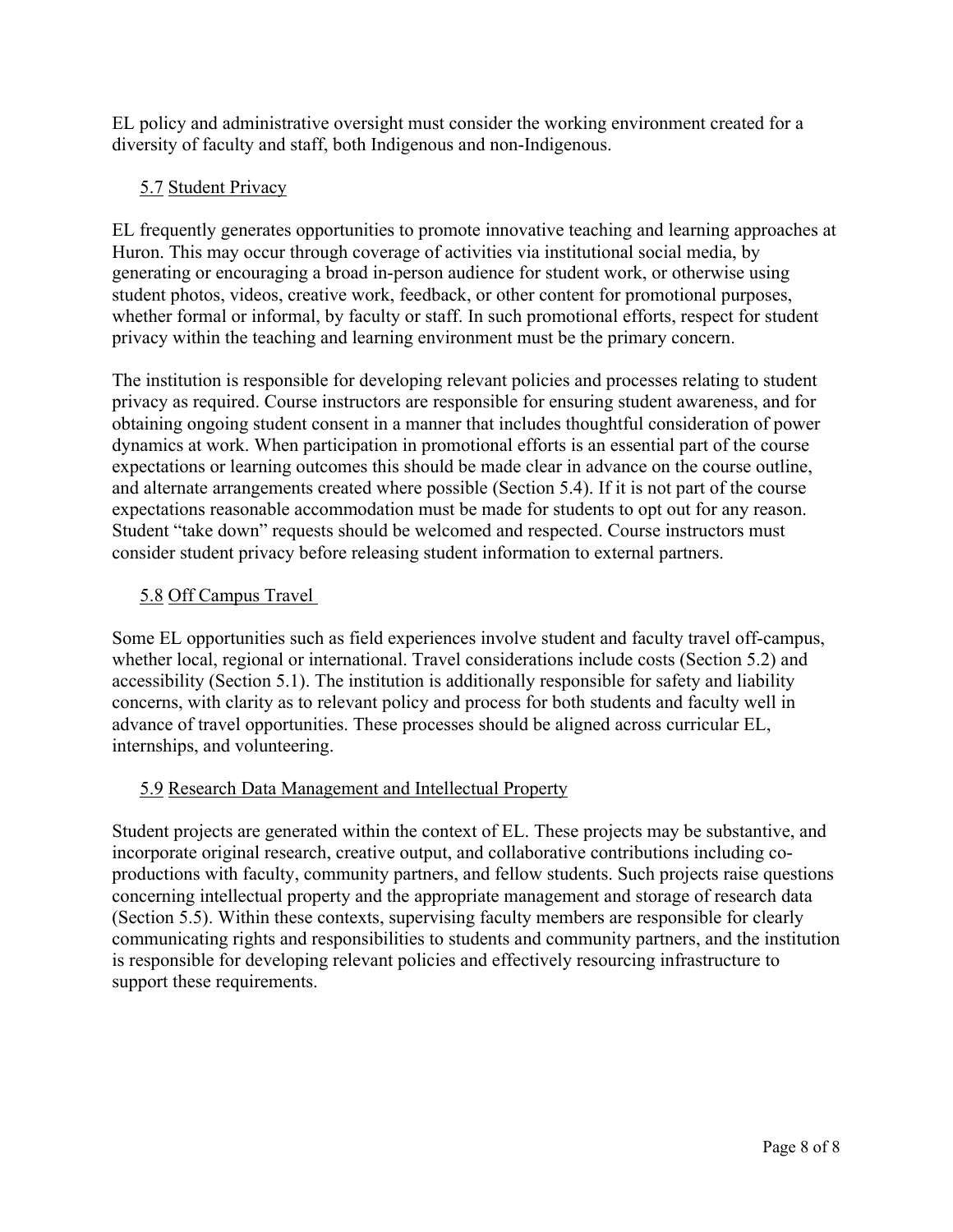EL policy and administrative oversight must consider the working environment created for a diversity of faculty and staff, both Indigenous and non-Indigenous.

### 5.7 Student Privacy

EL frequently generates opportunities to promote innovative teaching and learning approaches at Huron. This may occur through coverage of activities via institutional social media, by generating or encouraging a broad in-person audience for student work, or otherwise using student photos, videos, creative work, feedback, or other content for promotional purposes, whether formal or informal, by faculty or staff. In such promotional efforts, respect for student privacy within the teaching and learning environment must be the primary concern.

The institution is responsible for developing relevant policies and processes relating to student privacy as required. Course instructors are responsible for ensuring student awareness, and for obtaining ongoing student consent in a manner that includes thoughtful consideration of power dynamics at work. When participation in promotional efforts is an essential part of the course expectations or learning outcomes this should be made clear in advance on the course outline, and alternate arrangements created where possible (Section 5.4). If it is not part of the course expectations reasonable accommodation must be made for students to opt out for any reason. Student "take down" requests should be welcomed and respected. Course instructors must consider student privacy before releasing student information to external partners.

### 5.8 Off Campus Travel

Some EL opportunities such as field experiences involve student and faculty travel off-campus, whether local, regional or international. Travel considerations include costs (Section 5.2) and accessibility (Section 5.1). The institution is additionally responsible for safety and liability concerns, with clarity as to relevant policy and process for both students and faculty well in advance of travel opportunities. These processes should be aligned across curricular EL, internships, and volunteering.

### 5.9 Research Data Management and Intellectual Property

Student projects are generated within the context of EL. These projects may be substantive, and incorporate original research, creative output, and collaborative contributions including co-productions with faculty, community partners, and fellow students. Such projects raise questions concerning intellectual property and the appropriate management and storage of research data (Section 5.5). Within these contexts, supervising faculty members are responsible for clearly communicating rights and responsibilities to students and community partners, and the institution is responsible for developing relevant policies and effectively resourcing infrastructure to support these requirements.